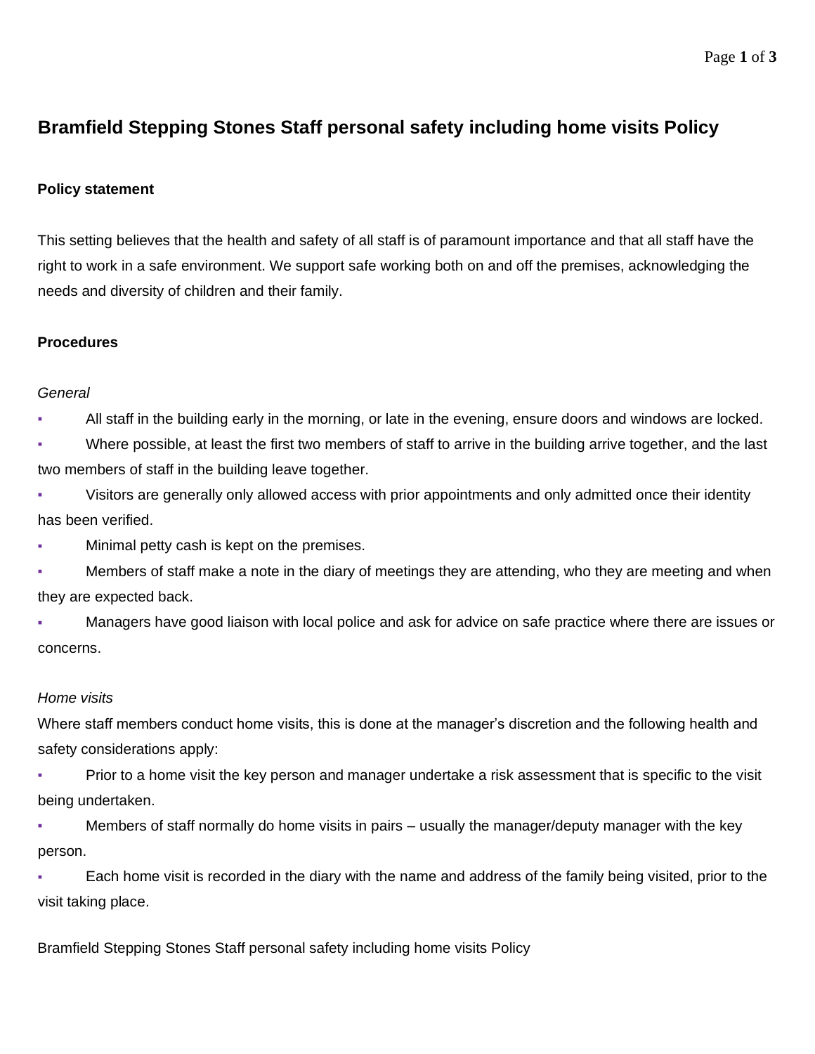# Bramfield Stepping Stones Staff personal safety including home visits Policy

## Policy statement

This setting believes that the health and safety of all staff is of paramount importance and that all staff have the right to work in a safe environment. We support safe working both on and off the premises, acknowledging the needs and diversity of children and their family.

## Procedures

*General*

- All staff in the building early in the morning, or late in the evening, ensure doors and windows are locked.
- Where possible, at least the first two members of staff to arrive in the building arrive together, and the last two members of staff in the building leave together.
- Visitors are generally only allowed access with prior appointments and only admitted once their identity has been verified.
- Minimal petty cash is kept on the premises.
- Members of staff make a note in the diary of meetings they are attending, who they are meeting and when they are expected back.
- Managers have good liaison with local police and ask for advice on safe practice where there are issues or concerns.

*Home visits*

Where staff members conduct home visits, this is done at the manager's discretion and the following health and safety considerations apply:

- Prior to a home visit the key person and manager undertake a risk assessment that is specific to the visit being undertaken.
- Members of staff normally do home visits in pairs – usually the manager/deputy manager with the key person.
- Each home visit is recorded in the diary with the name and address of the family being visited, prior to the visit taking place.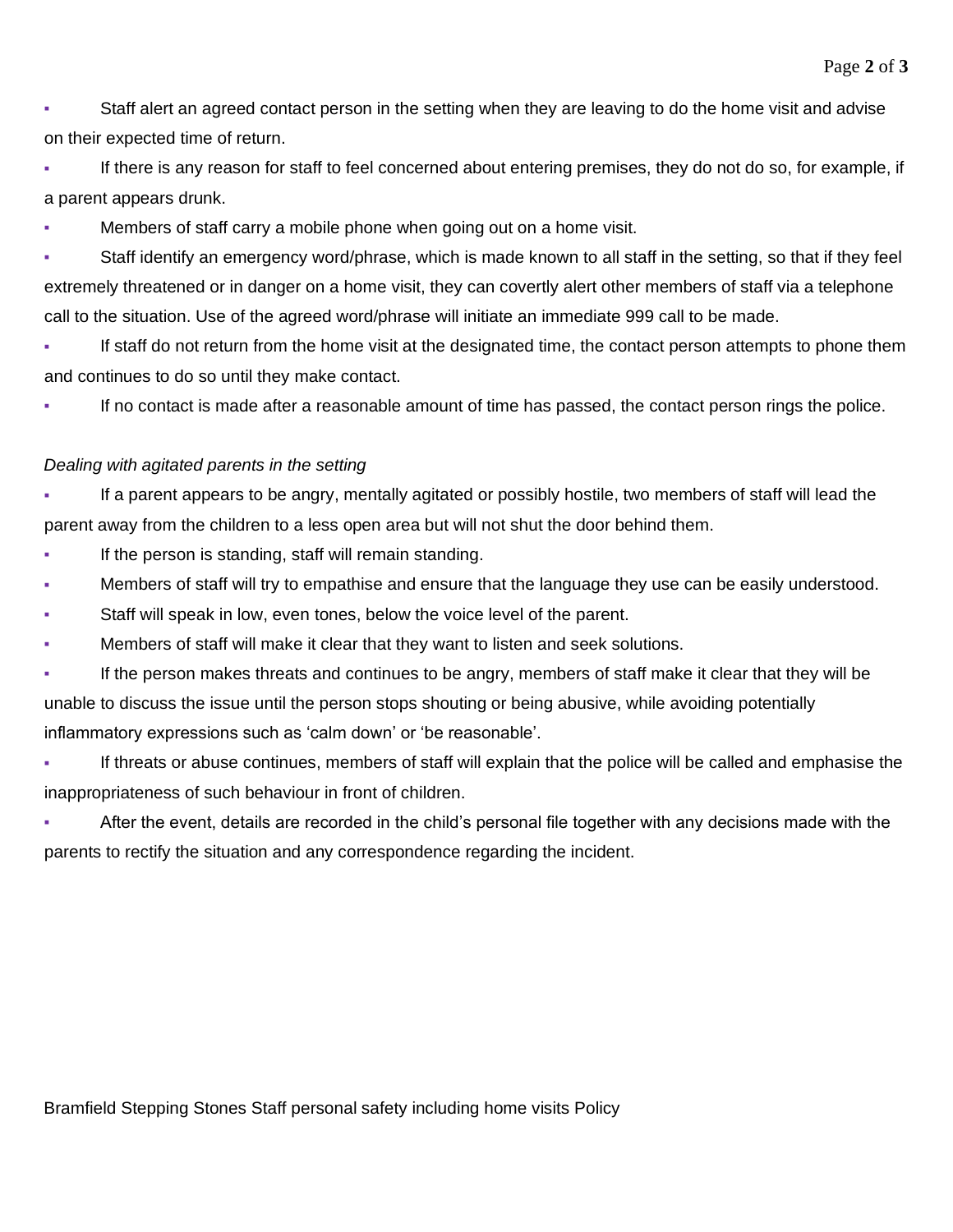- Staff alert an agreed contact person in the setting when they are leaving to do the home visit and advise on their expected time of return.
- If there is any reason for staff to feel concerned about entering premises, they do not do so, for example, if a parent appears drunk.
- Members of staff carry a mobile phone when going out on a home visit.
- Staff identify an emergency word/phrase, which is made known to all staff in the setting, so that if they feel extremely threatened or in danger on a home visit, they can covertly alert other members of staff via a telephone call to the situation. Use of the agreed word/phrase will initiate an immediate 999 call to be made.
- If staff do not return from the home visit at the designated time, the contact person attempts to phone them and continues to do so until they make contact.
- If no contact is made after a reasonable amount of time has passed, the contact person rings the police.

*Dealing with agitated parents in the setting*

- If a parent appears to be angry, mentally agitated or possibly hostile, two members of staff will lead the parent away from the children to a less open area but will not shut the door behind them.
- If the person is standing, staff will remain standing.
- Members of staff will try to empathise and ensure that the language they use can be easily understood.
- Staff will speak in low, even tones, below the voice level of the parent.
- Members of staff will make it clear that they want to listen and seek solutions.
- If the person makes threats and continues to be angry, members of staff make it clear that they will be unable to discuss the issue until the person stops shouting or being abusive, while avoiding potentially inflammatory expressions such as 'calm down' or 'be reasonable'.
- If threats or abuse continues, members of staff will explain that the police will be called and emphasise the inappropriateness of such behaviour in front of children.
- After the event, details are recorded in the child's personal file together with any decisions made with the parents to rectify the situation and any correspondence regarding the incident.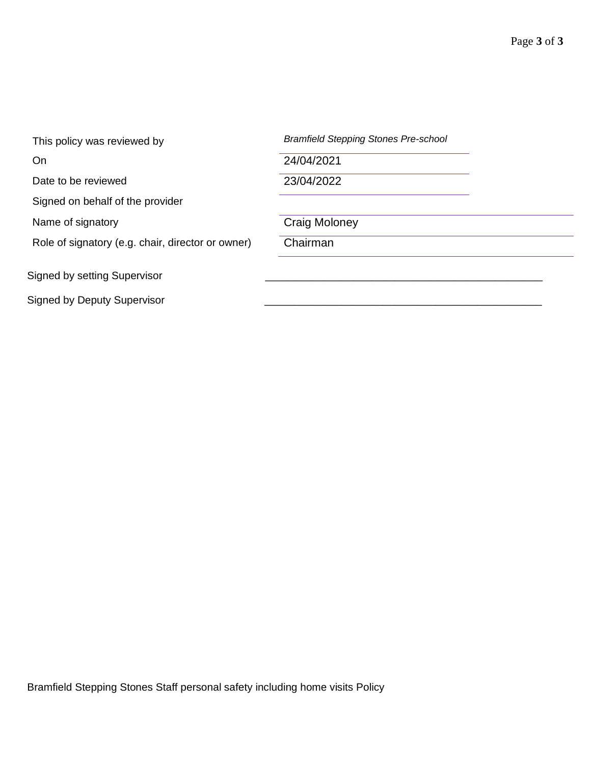| | |
|---|---|
| This policy was reviewed by | *Bramfield Stepping Stones Pre-school* |
| On | 24/04/2021 |
| Date to be reviewed | 23/04/2022 |
| Signed on behalf of the provider | |
| Name of signatory | Craig Moloney |
| Role of signatory (e.g. chair, director or owner) | Chairman |

Signed by setting Supervisor ___________________________________________

Signed by Deputy Supervisor ___________________________________________

Bramfield Stepping Stones Staff personal safety including home visits Policy